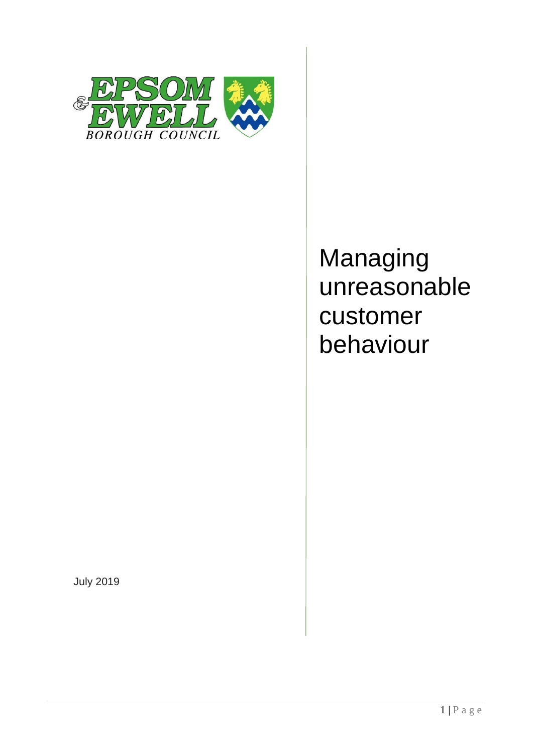EPSOM & EWELL BOROUGH COUNCIL

# Managing unreasonable customer behaviour

July 2019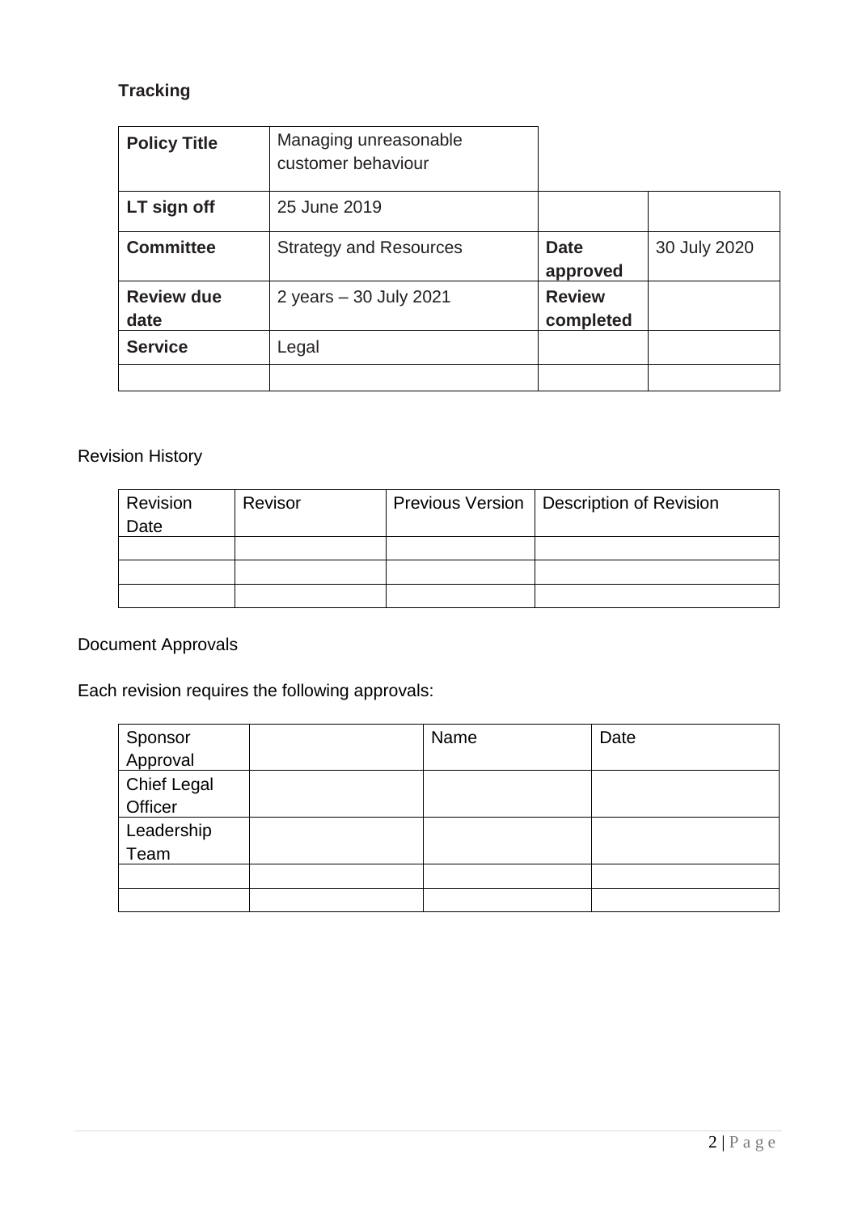**Tracking**

| | | | |
|---|---|---|---|
| **Policy Title** | Managing unreasonable customer behaviour | | |
| **LT sign off** | 25 June 2019 | | |
| **Committee** | Strategy and Resources | **Date approved** | 30 July 2020 |
| **Review due date** | 2 years – 30 July 2021 | **Review completed** | |
| **Service** | Legal | | |
| | | | |

Revision History

| Revision Date | Revisor | Previous Version | Description of Revision |
|---|---|---|---|
| | | | |
| | | | |
| | | | |

Document Approvals

Each revision requires the following approvals:

| Sponsor Approval | | Name | Date |
|---|---|---|---|
| Chief Legal Officer | | | |
| Leadership Team | | | |
| | | | |
| | | | |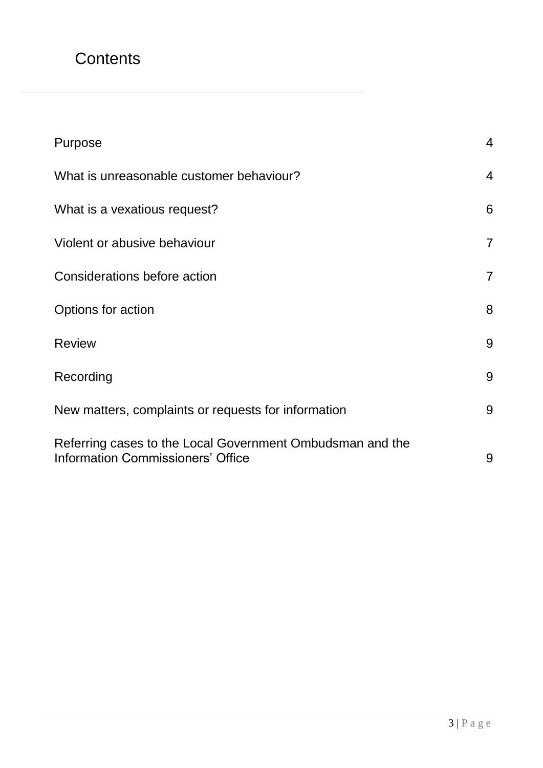# Contents

| | |
|---|---|
| Purpose | 4 |
| What is unreasonable customer behaviour? | 4 |
| What is a vexatious request? | 6 |
| Violent or abusive behaviour | 7 |
| Considerations before action | 7 |
| Options for action | 8 |
| Review | 9 |
| Recording | 9 |
| New matters, complaints or requests for information | 9 |
| Referring cases to the Local Government Ombudsman and the Information Commissioners' Office | 9 |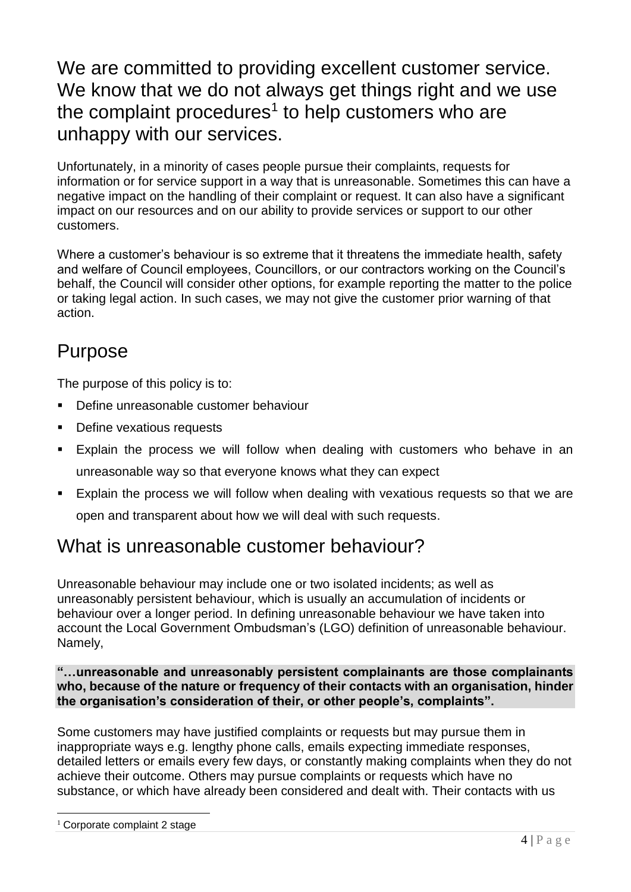## We are committed to providing excellent customer service. We know that we do not always get things right and we use the complaint procedures[1] to help customers who are unhappy with our services.

Unfortunately, in a minority of cases people pursue their complaints, requests for information or for service support in a way that is unreasonable. Sometimes this can have a negative impact on the handling of their complaint or request. It can also have a significant impact on our resources and on our ability to provide services or support to our other customers.

Where a customer's behaviour is so extreme that it threatens the immediate health, safety and welfare of Council employees, Councillors, or our contractors working on the Council's behalf, the Council will consider other options, for example reporting the matter to the police or taking legal action. In such cases, we may not give the customer prior warning of that action.

## Purpose

The purpose of this policy is to:

- Define unreasonable customer behaviour
- Define vexatious requests
- Explain the process we will follow when dealing with customers who behave in an unreasonable way so that everyone knows what they can expect
- Explain the process we will follow when dealing with vexatious requests so that we are open and transparent about how we will deal with such requests.

## What is unreasonable customer behaviour?

Unreasonable behaviour may include one or two isolated incidents; as well as unreasonably persistent behaviour, which is usually an accumulation of incidents or behaviour over a longer period. In defining unreasonable behaviour we have taken into account the Local Government Ombudsman's (LGO) definition of unreasonable behaviour. Namely,

**"…unreasonable and unreasonably persistent complainants are those complainants who, because of the nature or frequency of their contacts with an organisation, hinder the organisation's consideration of their, or other people's, complaints".**

Some customers may have justified complaints or requests but may pursue them in inappropriate ways e.g. lengthy phone calls, emails expecting immediate responses, detailed letters or emails every few days, or constantly making complaints when they do not achieve their outcome. Others may pursue complaints or requests which have no substance, or which have already been considered and dealt with. Their contacts with us

[1] Corporate complaint 2 stage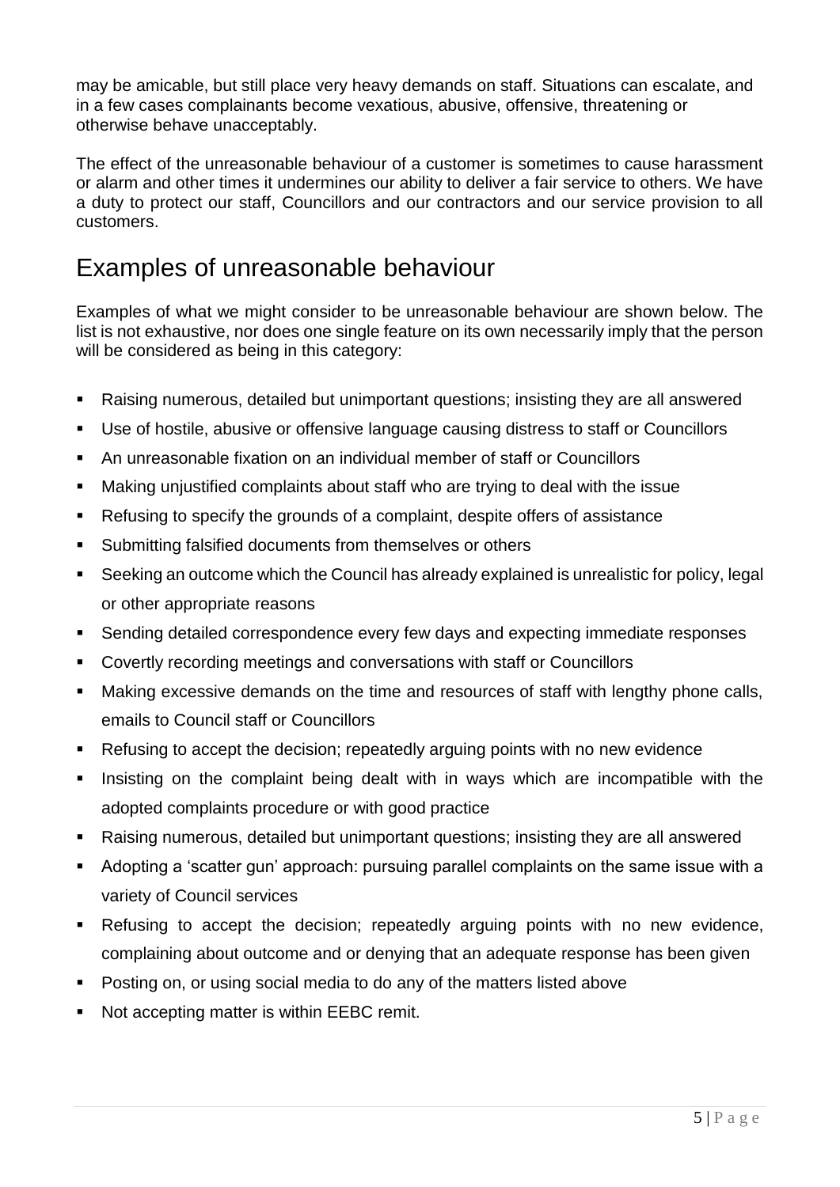may be amicable, but still place very heavy demands on staff. Situations can escalate, and in a few cases complainants become vexatious, abusive, offensive, threatening or otherwise behave unacceptably.

The effect of the unreasonable behaviour of a customer is sometimes to cause harassment or alarm and other times it undermines our ability to deliver a fair service to others. We have a duty to protect our staff, Councillors and our contractors and our service provision to all customers.

## Examples of unreasonable behaviour

Examples of what we might consider to be unreasonable behaviour are shown below. The list is not exhaustive, nor does one single feature on its own necessarily imply that the person will be considered as being in this category:

- Raising numerous, detailed but unimportant questions; insisting they are all answered
- Use of hostile, abusive or offensive language causing distress to staff or Councillors
- An unreasonable fixation on an individual member of staff or Councillors
- Making unjustified complaints about staff who are trying to deal with the issue
- Refusing to specify the grounds of a complaint, despite offers of assistance
- Submitting falsified documents from themselves or others
- Seeking an outcome which the Council has already explained is unrealistic for policy, legal or other appropriate reasons
- Sending detailed correspondence every few days and expecting immediate responses
- Covertly recording meetings and conversations with staff or Councillors
- Making excessive demands on the time and resources of staff with lengthy phone calls, emails to Council staff or Councillors
- Refusing to accept the decision; repeatedly arguing points with no new evidence
- Insisting on the complaint being dealt with in ways which are incompatible with the adopted complaints procedure or with good practice
- Raising numerous, detailed but unimportant questions; insisting they are all answered
- Adopting a 'scatter gun' approach: pursuing parallel complaints on the same issue with a variety of Council services
- Refusing to accept the decision; repeatedly arguing points with no new evidence, complaining about outcome and or denying that an adequate response has been given
- Posting on, or using social media to do any of the matters listed above
- Not accepting matter is within EEBC remit.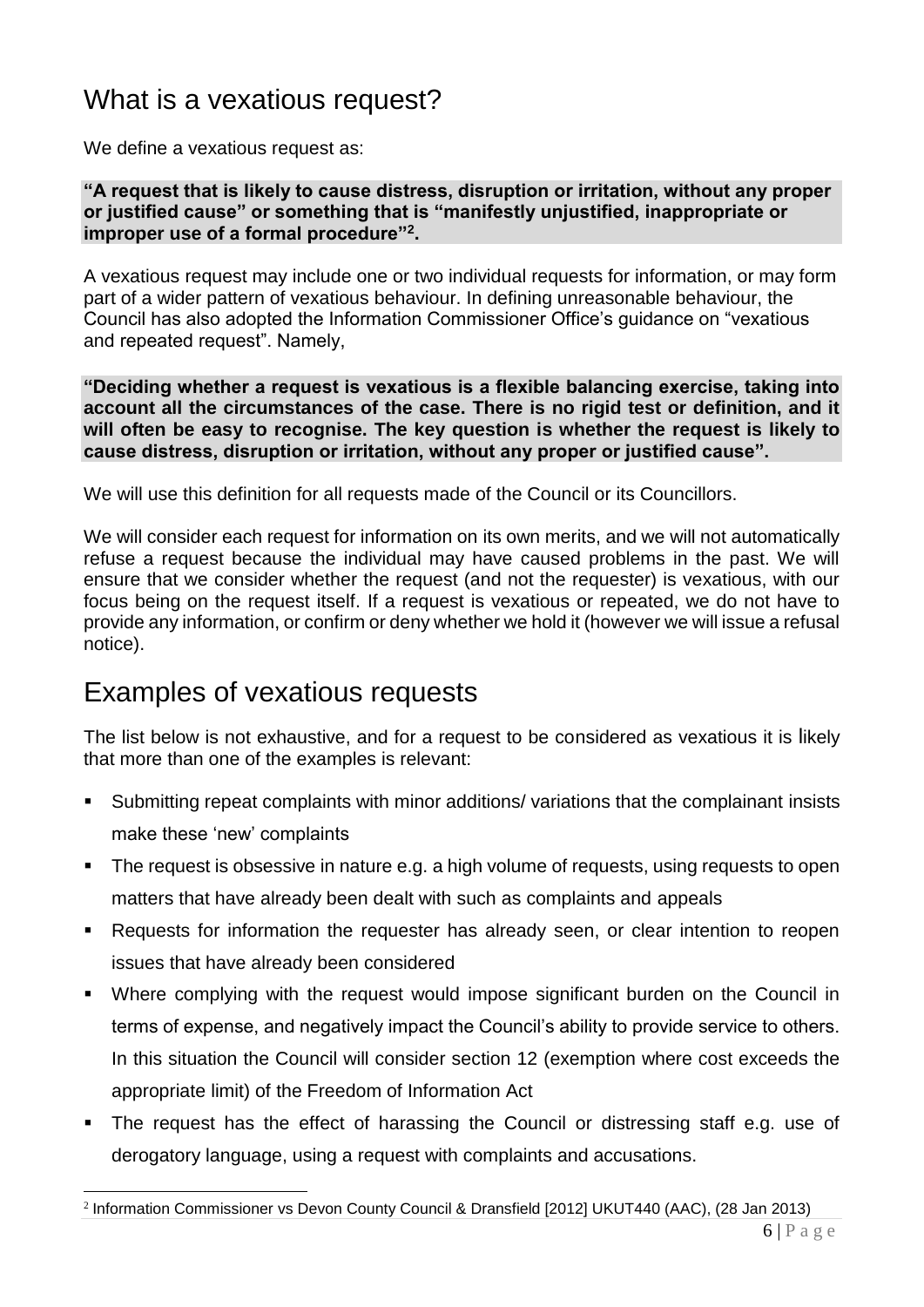## What is a vexatious request?

We define a vexatious request as:

**"A request that is likely to cause distress, disruption or irritation, without any proper or justified cause" or something that is "manifestly unjustified, inappropriate or improper use of a formal procedure"[2].**

A vexatious request may include one or two individual requests for information, or may form part of a wider pattern of vexatious behaviour. In defining unreasonable behaviour, the Council has also adopted the Information Commissioner Office's guidance on "vexatious and repeated request". Namely,

**"Deciding whether a request is vexatious is a flexible balancing exercise, taking into account all the circumstances of the case. There is no rigid test or definition, and it will often be easy to recognise. The key question is whether the request is likely to cause distress, disruption or irritation, without any proper or justified cause".**

We will use this definition for all requests made of the Council or its Councillors.

We will consider each request for information on its own merits, and we will not automatically refuse a request because the individual may have caused problems in the past. We will ensure that we consider whether the request (and not the requester) is vexatious, with our focus being on the request itself. If a request is vexatious or repeated, we do not have to provide any information, or confirm or deny whether we hold it (however we will issue a refusal notice).

## Examples of vexatious requests

The list below is not exhaustive, and for a request to be considered as vexatious it is likely that more than one of the examples is relevant:

- Submitting repeat complaints with minor additions/ variations that the complainant insists make these 'new' complaints
- The request is obsessive in nature e.g. a high volume of requests, using requests to open matters that have already been dealt with such as complaints and appeals
- Requests for information the requester has already seen, or clear intention to reopen issues that have already been considered
- Where complying with the request would impose significant burden on the Council in terms of expense, and negatively impact the Council's ability to provide service to others. In this situation the Council will consider section 12 (exemption where cost exceeds the appropriate limit) of the Freedom of Information Act
- The request has the effect of harassing the Council or distressing staff e.g. use of derogatory language, using a request with complaints and accusations.

[2] Information Commissioner vs Devon County Council & Dransfield [2012] UKUT440 (AAC), (28 Jan 2013)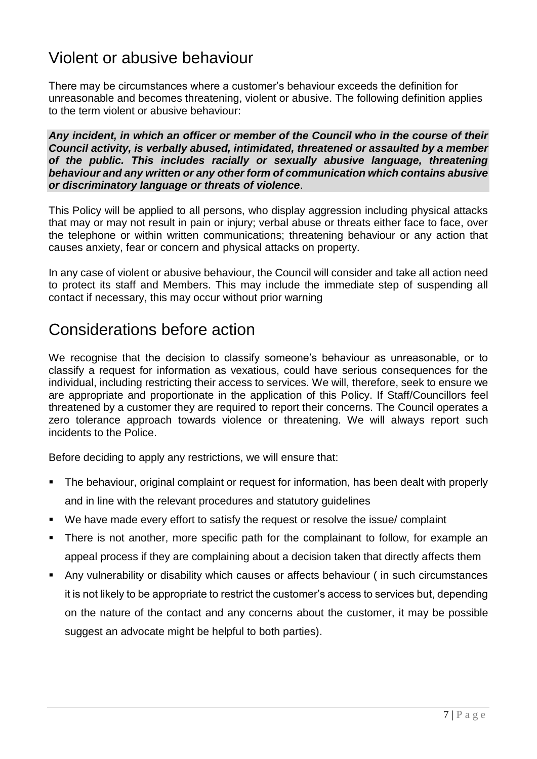## Violent or abusive behaviour

There may be circumstances where a customer's behaviour exceeds the definition for unreasonable and becomes threatening, violent or abusive. The following definition applies to the term violent or abusive behaviour:

***Any incident, in which an officer or member of the Council who in the course of their Council activity, is verbally abused, intimidated, threatened or assaulted by a member of the public. This includes racially or sexually abusive language, threatening behaviour and any written or any other form of communication which contains abusive or discriminatory language or threats of violence***.

This Policy will be applied to all persons, who display aggression including physical attacks that may or may not result in pain or injury; verbal abuse or threats either face to face, over the telephone or within written communications; threatening behaviour or any action that causes anxiety, fear or concern and physical attacks on property.

In any case of violent or abusive behaviour, the Council will consider and take all action need to protect its staff and Members. This may include the immediate step of suspending all contact if necessary, this may occur without prior warning

## Considerations before action

We recognise that the decision to classify someone's behaviour as unreasonable, or to classify a request for information as vexatious, could have serious consequences for the individual, including restricting their access to services. We will, therefore, seek to ensure we are appropriate and proportionate in the application of this Policy. If Staff/Councillors feel threatened by a customer they are required to report their concerns. The Council operates a zero tolerance approach towards violence or threatening. We will always report such incidents to the Police.

Before deciding to apply any restrictions, we will ensure that:

- The behaviour, original complaint or request for information, has been dealt with properly and in line with the relevant procedures and statutory guidelines
- We have made every effort to satisfy the request or resolve the issue/ complaint
- There is not another, more specific path for the complainant to follow, for example an appeal process if they are complaining about a decision taken that directly affects them
- Any vulnerability or disability which causes or affects behaviour ( in such circumstances it is not likely to be appropriate to restrict the customer's access to services but, depending on the nature of the contact and any concerns about the customer, it may be possible suggest an advocate might be helpful to both parties).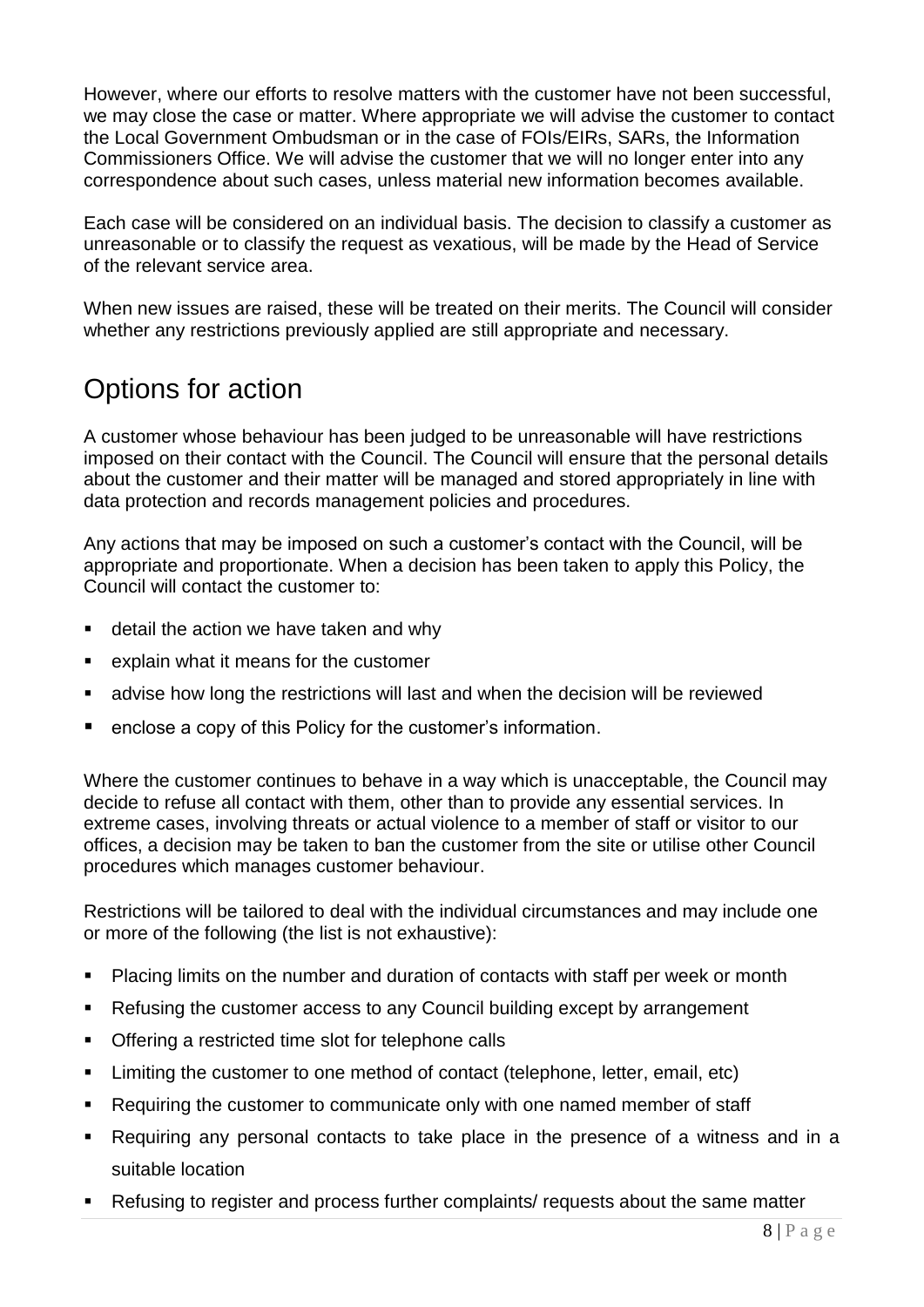However, where our efforts to resolve matters with the customer have not been successful, we may close the case or matter. Where appropriate we will advise the customer to contact the Local Government Ombudsman or in the case of FOIs/EIRs, SARs, the Information Commissioners Office. We will advise the customer that we will no longer enter into any correspondence about such cases, unless material new information becomes available.

Each case will be considered on an individual basis. The decision to classify a customer as unreasonable or to classify the request as vexatious, will be made by the Head of Service of the relevant service area.

When new issues are raised, these will be treated on their merits. The Council will consider whether any restrictions previously applied are still appropriate and necessary.

## Options for action

A customer whose behaviour has been judged to be unreasonable will have restrictions imposed on their contact with the Council. The Council will ensure that the personal details about the customer and their matter will be managed and stored appropriately in line with data protection and records management policies and procedures.

Any actions that may be imposed on such a customer's contact with the Council, will be appropriate and proportionate. When a decision has been taken to apply this Policy, the Council will contact the customer to:

- detail the action we have taken and why
- explain what it means for the customer
- advise how long the restrictions will last and when the decision will be reviewed
- enclose a copy of this Policy for the customer's information.

Where the customer continues to behave in a way which is unacceptable, the Council may decide to refuse all contact with them, other than to provide any essential services. In extreme cases, involving threats or actual violence to a member of staff or visitor to our offices, a decision may be taken to ban the customer from the site or utilise other Council procedures which manages customer behaviour.

Restrictions will be tailored to deal with the individual circumstances and may include one or more of the following (the list is not exhaustive):

- Placing limits on the number and duration of contacts with staff per week or month
- Refusing the customer access to any Council building except by arrangement
- Offering a restricted time slot for telephone calls
- Limiting the customer to one method of contact (telephone, letter, email, etc)
- Requiring the customer to communicate only with one named member of staff
- Requiring any personal contacts to take place in the presence of a witness and in a suitable location
- Refusing to register and process further complaints/ requests about the same matter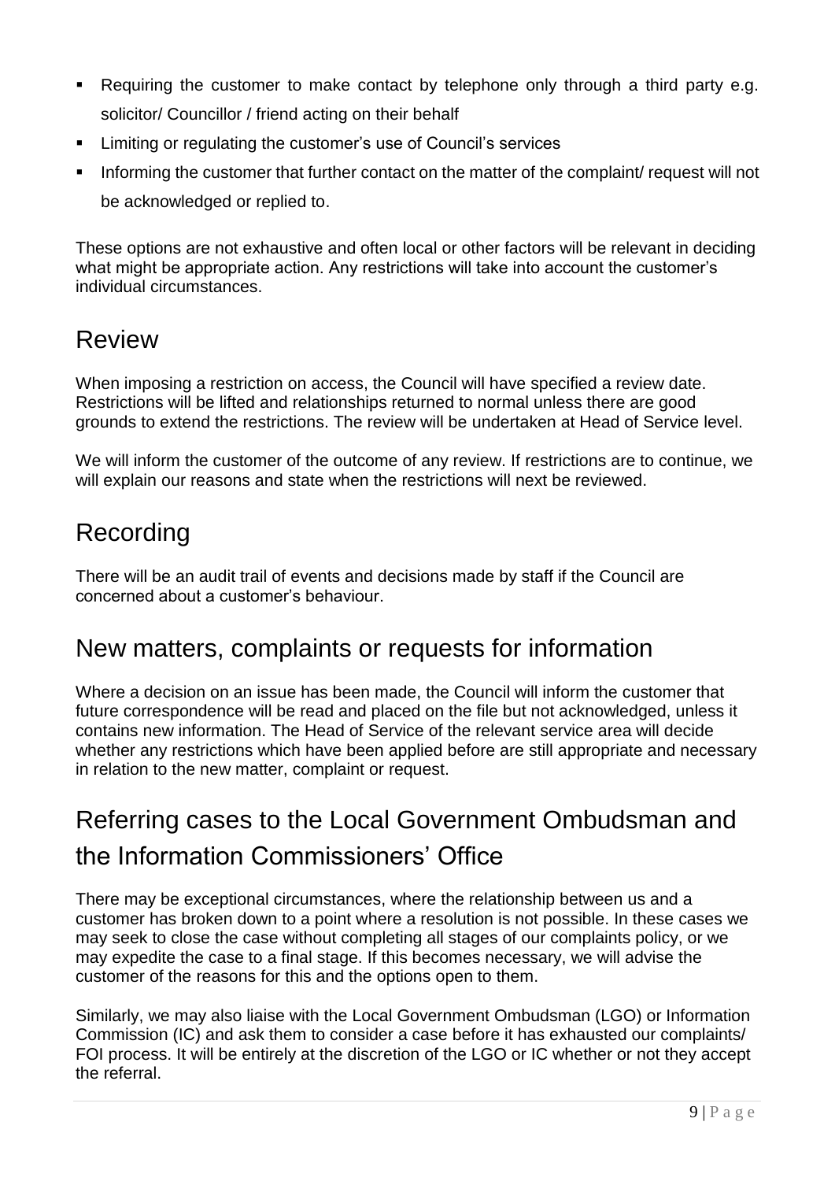- Requiring the customer to make contact by telephone only through a third party e.g. solicitor/ Councillor / friend acting on their behalf
- Limiting or regulating the customer's use of Council's services
- Informing the customer that further contact on the matter of the complaint/ request will not be acknowledged or replied to.

These options are not exhaustive and often local or other factors will be relevant in deciding what might be appropriate action. Any restrictions will take into account the customer's individual circumstances.

## Review

When imposing a restriction on access, the Council will have specified a review date. Restrictions will be lifted and relationships returned to normal unless there are good grounds to extend the restrictions. The review will be undertaken at Head of Service level.

We will inform the customer of the outcome of any review. If restrictions are to continue, we will explain our reasons and state when the restrictions will next be reviewed.

## Recording

There will be an audit trail of events and decisions made by staff if the Council are concerned about a customer's behaviour.

## New matters, complaints or requests for information

Where a decision on an issue has been made, the Council will inform the customer that future correspondence will be read and placed on the file but not acknowledged, unless it contains new information. The Head of Service of the relevant service area will decide whether any restrictions which have been applied before are still appropriate and necessary in relation to the new matter, complaint or request.

## Referring cases to the Local Government Ombudsman and the Information Commissioners' Office

There may be exceptional circumstances, where the relationship between us and a customer has broken down to a point where a resolution is not possible. In these cases we may seek to close the case without completing all stages of our complaints policy, or we may expedite the case to a final stage. If this becomes necessary, we will advise the customer of the reasons for this and the options open to them.

Similarly, we may also liaise with the Local Government Ombudsman (LGO) or Information Commission (IC) and ask them to consider a case before it has exhausted our complaints/ FOI process. It will be entirely at the discretion of the LGO or IC whether or not they accept the referral.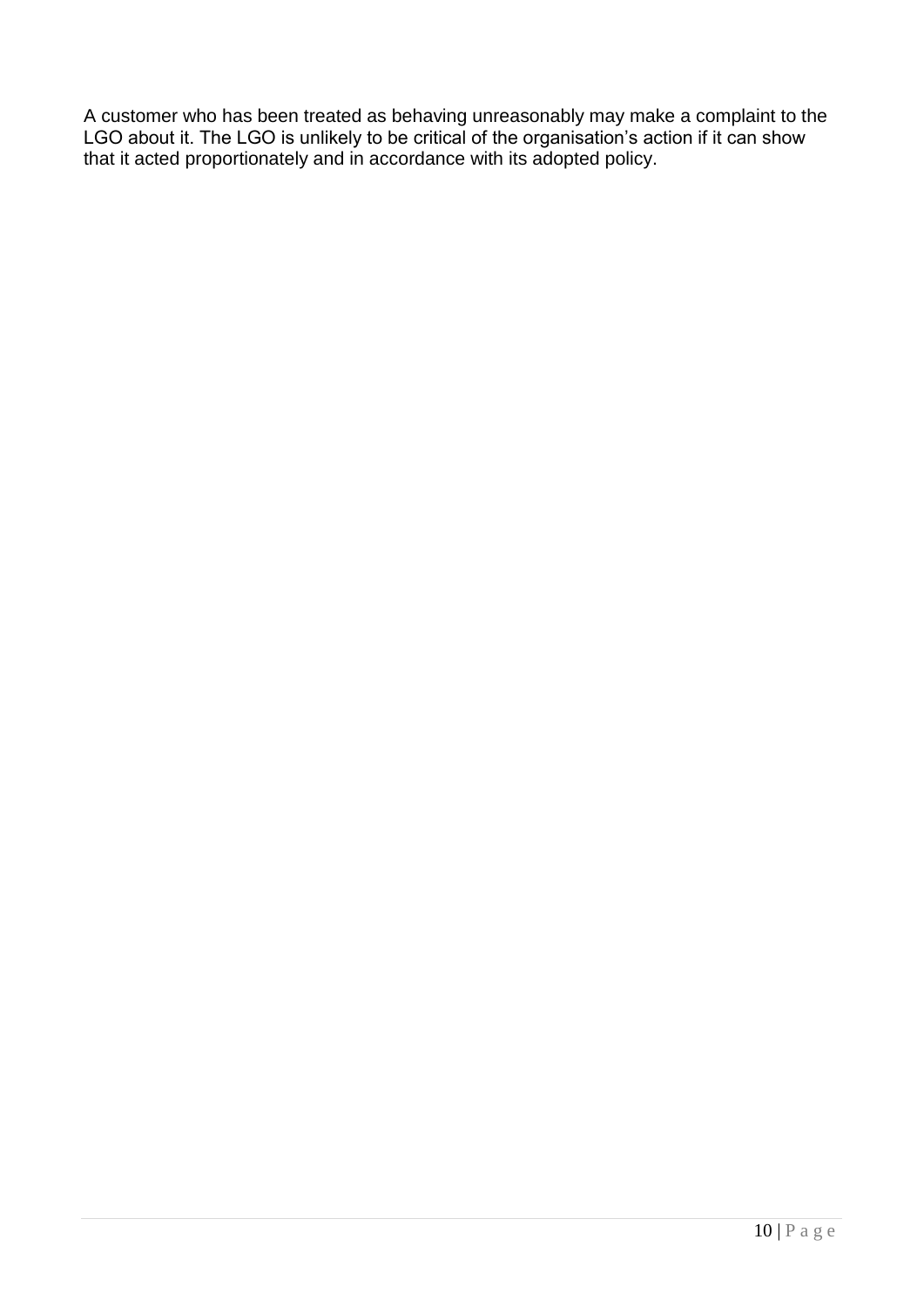A customer who has been treated as behaving unreasonably may make a complaint to the LGO about it. The LGO is unlikely to be critical of the organisation's action if it can show that it acted proportionately and in accordance with its adopted policy.